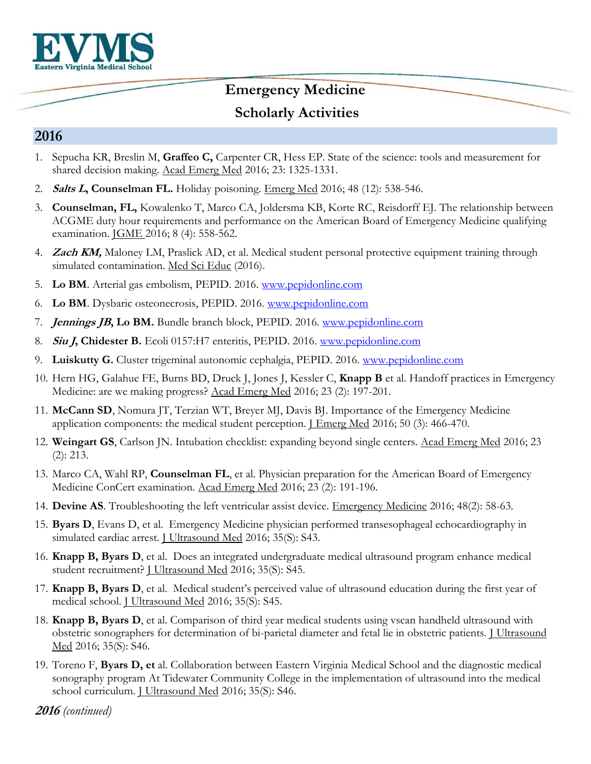**EVMS**
**Eastern Virginia Medical School**

# Emergency Medicine

# Scholarly Activities

## 2016

1. Sepucha KR, Breslin M, **Graffeo C,** Carpenter CR, Hess EP. State of the science: tools and measurement for shared decision making. Acad Emerg Med 2016; 23: 1325-1331.
2. ***Salts L*, Counselman FL.** Holiday poisoning. Emerg Med 2016; 48 (12): 538-546.
3. **Counselman, FL,** Kowalenko T, Marco CA, Joldersma KB, Korte RC, Reisdorff EJ. The relationship between ACGME duty hour requirements and performance on the American Board of Emergency Medicine qualifying examination. JGME 2016; 8 (4): 558-562.
4. ***Zach KM,*** Maloney LM, Praslick AD, et al. Medical student personal protective equipment training through simulated contamination. Med Sci Educ (2016).
5. **Lo BM**. Arterial gas embolism, PEPID. 2016. www.pepidonline.com
6. **Lo BM**. Dysbaric osteonecrosis, PEPID. 2016. www.pepidonline.com
7. ***Jennings JB*, Lo BM.** Bundle branch block, PEPID. 2016. www.pepidonline.com
8. ***Siu J*, Chidester B.** Ecoli 0157:H7 enteritis, PEPID. 2016. www.pepidonline.com
9. **Luiskutty G.** Cluster trigeminal autonomic cephalgia, PEPID. 2016. www.pepidonline.com
10. Hern HG, Galahue FE, Burns BD, Druck J, Jones J, Kessler C, **Knapp B** et al. Handoff practices in Emergency Medicine: are we making progress? Acad Emerg Med 2016; 23 (2): 197-201.
11. **McCann SD**, Nomura JT, Terzian WT, Breyer MJ, Davis BJ. Importance of the Emergency Medicine application components: the medical student perception. J Emerg Med 2016; 50 (3): 466-470.
12. **Weingart GS**, Carlson JN. Intubation checklist: expanding beyond single centers. Acad Emerg Med 2016; 23 (2): 213.
13. Marco CA, Wahl RP, **Counselman FL**, et al. Physician preparation for the American Board of Emergency Medicine ConCert examination. Acad Emerg Med 2016; 23 (2): 191-196.
14. **Devine AS**. Troubleshooting the left ventricular assist device. Emergency Medicine 2016; 48(2): 58-63.
15. **Byars D**, Evans D, et al. Emergency Medicine physician performed transesophageal echocardiography in simulated cardiac arrest. J Ultrasound Med 2016; 35(S): S43.
16. **Knapp B, Byars D**, et al. Does an integrated undergraduate medical ultrasound program enhance medical student recruitment? J Ultrasound Med 2016; 35(S): S45.
17. **Knapp B, Byars D**, et al. Medical student's perceived value of ultrasound education during the first year of medical school. J Ultrasound Med 2016; 35(S): S45.
18. **Knapp B, Byars D**, et al. Comparison of third year medical students using vscan handheld ultrasound with obstetric sonographers for determination of bi-parietal diameter and fetal lie in obstetric patients. J Ultrasound Med 2016; 35(S): S46.
19. Toreno F, **Byars D, et** al. Collaboration between Eastern Virginia Medical School and the diagnostic medical sonography program At Tidewater Community College in the implementation of ultrasound into the medical school curriculum. J Ultrasound Med 2016; 35(S): S46.

***2016** (continued)*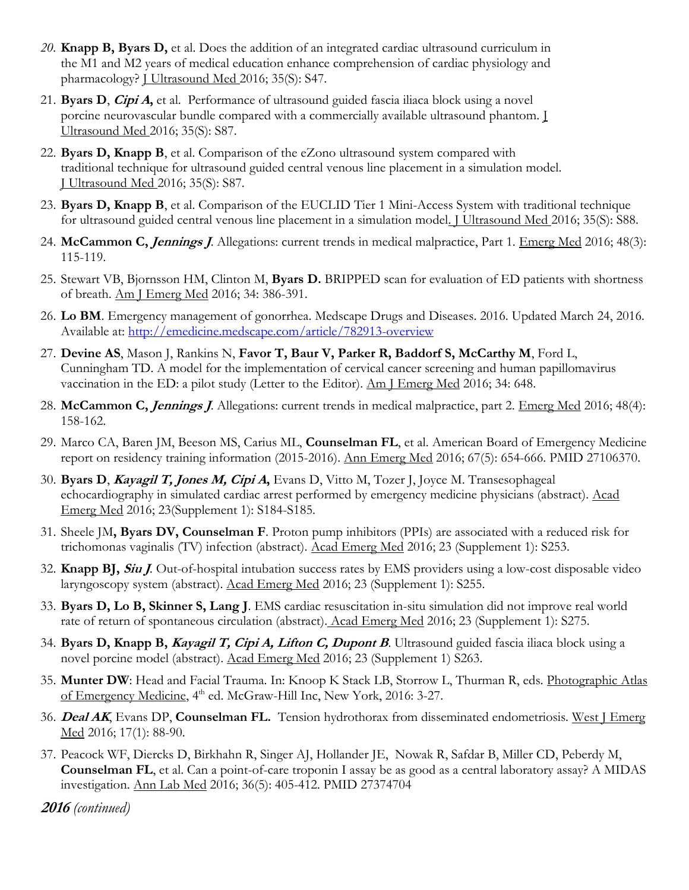20. **Knapp B, Byars D,** et al. Does the addition of an integrated cardiac ultrasound curriculum in the M1 and M2 years of medical education enhance comprehension of cardiac physiology and pharmacology? J Ultrasound Med 2016; 35(S): S47.

21. **Byars D**, ***Cipi A*,** et al. Performance of ultrasound guided fascia iliaca block using a novel porcine neurovascular bundle compared with a commercially available ultrasound phantom. J Ultrasound Med 2016; 35(S): S87.

22. **Byars D, Knapp B**, et al. Comparison of the eZono ultrasound system compared with traditional technique for ultrasound guided central venous line placement in a simulation model. J Ultrasound Med 2016; 35(S): S87.

23. **Byars D, Knapp B**, et al. Comparison of the EUCLID Tier 1 Mini-Access System with traditional technique for ultrasound guided central venous line placement in a simulation model. J Ultrasound Med 2016; 35(S): S88.

24. **McCammon C, *Jennings J***. Allegations: current trends in medical malpractice, Part 1. Emerg Med 2016; 48(3): 115-119.

25. Stewart VB, Bjornsson HM, Clinton M, **Byars D.** BRIPPED scan for evaluation of ED patients with shortness of breath. Am J Emerg Med 2016; 34: 386-391.

26. **Lo BM**. Emergency management of gonorrhea. Medscape Drugs and Diseases. 2016. Updated March 24, 2016. Available at: http://emedicine.medscape.com/article/782913-overview

27. **Devine AS**, Mason J, Rankins N, **Favor T, Baur V, Parker R, Baddorf S, McCarthy M**, Ford L, Cunningham TD. A model for the implementation of cervical cancer screening and human papillomavirus vaccination in the ED: a pilot study (Letter to the Editor). Am J Emerg Med 2016; 34: 648.

28. **McCammon C, *Jennings J***. Allegations: current trends in medical malpractice, part 2. Emerg Med 2016; 48(4): 158-162.

29. Marco CA, Baren JM, Beeson MS, Carius ML, **Counselman FL**, et al. American Board of Emergency Medicine report on residency training information (2015-2016). Ann Emerg Med 2016; 67(5): 654-666. PMID 27106370.

30. **Byars D**, ***Kayagil T, Jones M, Cipi A*,** Evans D, Vitto M, Tozer J, Joyce M. Transesophageal echocardiography in simulated cardiac arrest performed by emergency medicine physicians (abstract). Acad Emerg Med 2016; 23(Supplement 1): S184-S185.

31. Sheele JM**, Byars DV, Counselman F**. Proton pump inhibitors (PPIs) are associated with a reduced risk for trichomonas vaginalis (TV) infection (abstract). Acad Emerg Med 2016; 23 (Supplement 1): S253.

32. **Knapp BJ, *Siu J***. Out-of-hospital intubation success rates by EMS providers using a low-cost disposable video laryngoscopy system (abstract). Acad Emerg Med 2016; 23 (Supplement 1): S255.

33. **Byars D, Lo B, Skinner S, Lang J**. EMS cardiac resuscitation in-situ simulation did not improve real world rate of return of spontaneous circulation (abstract). Acad Emerg Med 2016; 23 (Supplement 1): S275.

34. **Byars D, Knapp B, *Kayagil T, Cipi A, Lifton C, Dupont B***. Ultrasound guided fascia iliaca block using a novel porcine model (abstract). Acad Emerg Med 2016; 23 (Supplement 1) S263.

35. **Munter DW**: Head and Facial Trauma. In: Knoop K Stack LB, Storrow L, Thurman R, eds. Photographic Atlas of Emergency Medicine, 4th ed. McGraw-Hill Inc, New York, 2016: 3-27.

36. ***Deal AK***, Evans DP, **Counselman FL.** Tension hydrothorax from disseminated endometriosis. West J Emerg Med 2016; 17(1): 88-90.

37. Peacock WF, Diercks D, Birkhahn R, Singer AJ, Hollander JE, Nowak R, Safdar B, Miller CD, Peberdy M, **Counselman FL**, et al. Can a point-of-care troponin I assay be as good as a central laboratory assay? A MIDAS investigation. Ann Lab Med 2016; 36(5): 405-412. PMID 27374704

***2016** (continued)*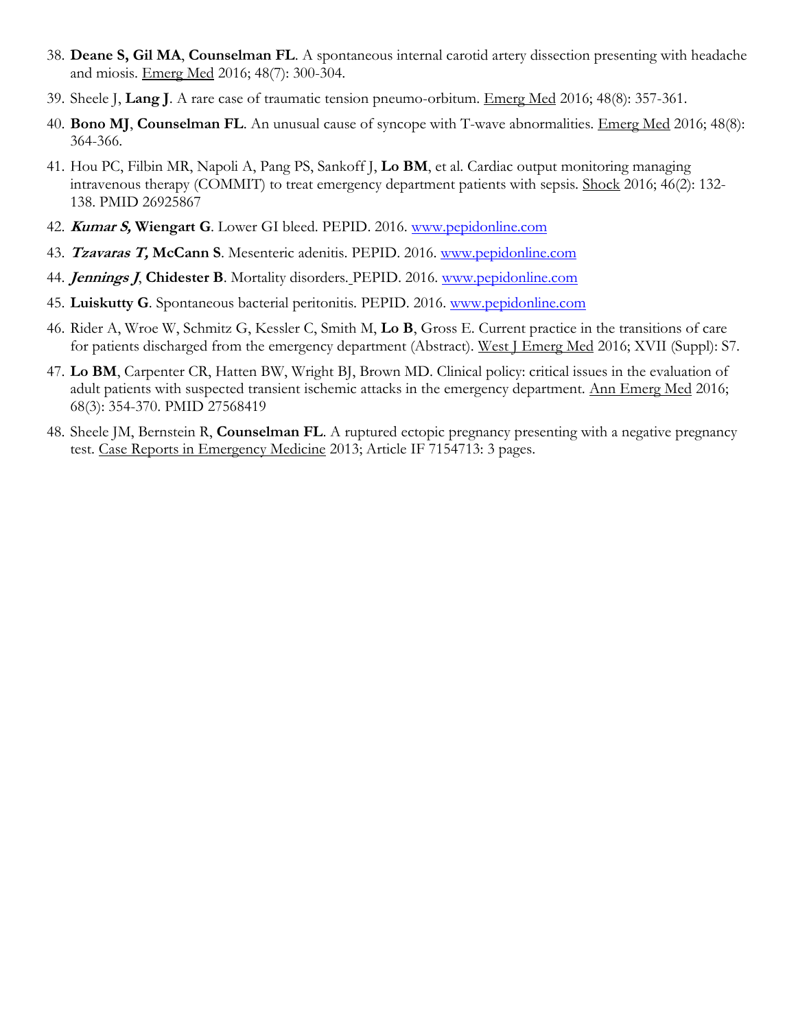38. **Deane S, Gil MA**, **Counselman FL**. A spontaneous internal carotid artery dissection presenting with headache and miosis. Emerg Med 2016; 48(7): 300-304.
39. Sheele J, **Lang J**. A rare case of traumatic tension pneumo-orbitum. Emerg Med 2016; 48(8): 357-361.
40. **Bono MJ**, **Counselman FL**. An unusual cause of syncope with T-wave abnormalities. Emerg Med 2016; 48(8): 364-366.
41. Hou PC, Filbin MR, Napoli A, Pang PS, Sankoff J, **Lo BM**, et al. Cardiac output monitoring managing intravenous therapy (COMMIT) to treat emergency department patients with sepsis. Shock 2016; 46(2): 132-138. PMID 26925867
42. ***Kumar S,*** **Wiengart G**. Lower GI bleed. PEPID. 2016. www.pepidonline.com
43. ***Tzavaras T,*** **McCann S**. Mesenteric adenitis. PEPID. 2016. www.pepidonline.com
44. ***Jennings J***, **Chidester B**. Mortality disorders. PEPID. 2016. www.pepidonline.com
45. **Luiskutty G**. Spontaneous bacterial peritonitis. PEPID. 2016. www.pepidonline.com
46. Rider A, Wroe W, Schmitz G, Kessler C, Smith M, **Lo B**, Gross E. Current practice in the transitions of care for patients discharged from the emergency department (Abstract). West J Emerg Med 2016; XVII (Suppl): S7.
47. **Lo BM**, Carpenter CR, Hatten BW, Wright BJ, Brown MD. Clinical policy: critical issues in the evaluation of adult patients with suspected transient ischemic attacks in the emergency department. Ann Emerg Med 2016; 68(3): 354-370. PMID 27568419
48. Sheele JM, Bernstein R, **Counselman FL**. A ruptured ectopic pregnancy presenting with a negative pregnancy test. Case Reports in Emergency Medicine 2013; Article IF 7154713: 3 pages.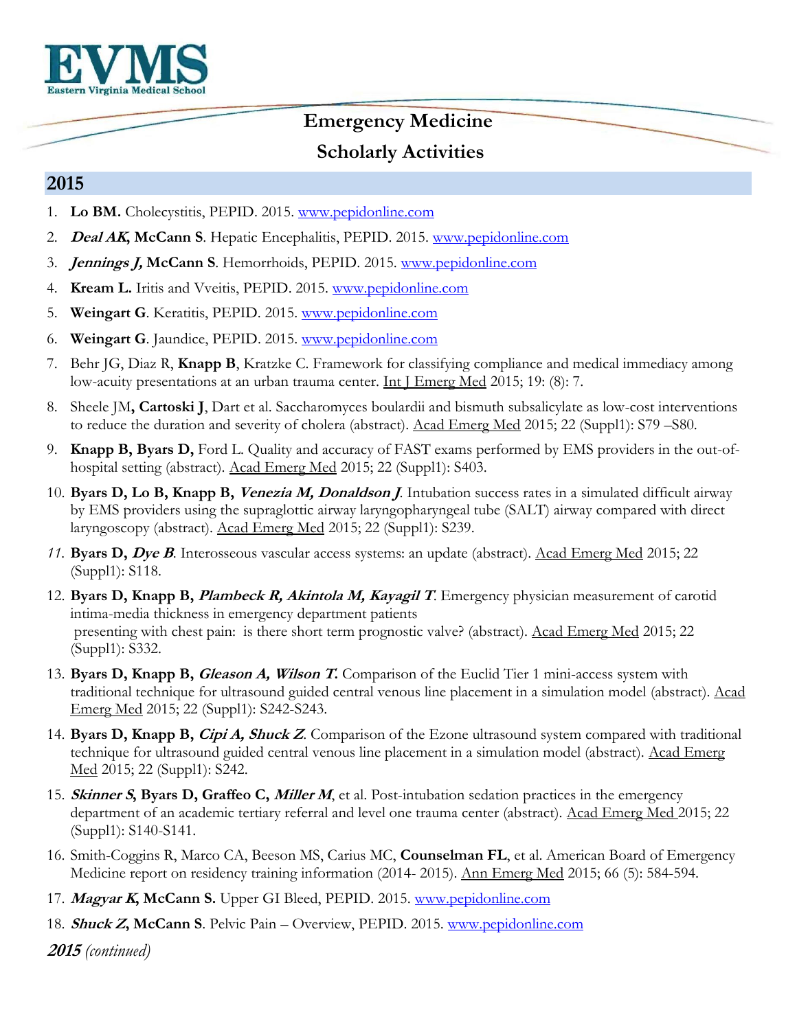# Emergency Medicine

## Scholarly Activities

## 2015

1. **Lo BM.** Cholecystitis, PEPID. 2015. www.pepidonline.com
2. ***Deal AK,*** **McCann S**. Hepatic Encephalitis, PEPID. 2015. www.pepidonline.com
3. ***Jennings J,*** **McCann S**. Hemorrhoids, PEPID. 2015. www.pepidonline.com
4. **Kream L.** Iritis and Vveitis, PEPID. 2015. www.pepidonline.com
5. **Weingart G**. Keratitis, PEPID. 2015. www.pepidonline.com
6. **Weingart G**. Jaundice, PEPID. 2015. www.pepidonline.com
7. Behr JG, Diaz R, **Knapp B**, Kratzke C. Framework for classifying compliance and medical immediacy among low-acuity presentations at an urban trauma center. Int J Emerg Med 2015; 19: (8): 7.
8. Sheele JM**, Cartoski J**, Dart et al. Saccharomyces boulardii and bismuth subsalicylate as low-cost interventions to reduce the duration and severity of cholera (abstract). Acad Emerg Med 2015; 22 (Suppl1): S79 –S80.
9. **Knapp B, Byars D,** Ford L. Quality and accuracy of FAST exams performed by EMS providers in the out-of-hospital setting (abstract). Acad Emerg Med 2015; 22 (Suppl1): S403.
10. **Byars D, Lo B, Knapp B,** ***Venezia M, Donaldson J***. Intubation success rates in a simulated difficult airway by EMS providers using the supraglottic airway laryngopharyngeal tube (SALT) airway compared with direct laryngoscopy (abstract). Acad Emerg Med 2015; 22 (Suppl1): S239.
11. **Byars D,** ***Dye B***. Interosseous vascular access systems: an update (abstract). Acad Emerg Med 2015; 22 (Suppl1): S118.
12. **Byars D, Knapp B,** ***Plambeck R, Akintola M, Kayagil T***. Emergency physician measurement of carotid intima-media thickness in emergency department patients presenting with chest pain: is there short term prognostic valve? (abstract). Acad Emerg Med 2015; 22 (Suppl1): S332.
13. **Byars D, Knapp B,** ***Gleason A, Wilson T.*** Comparison of the Euclid Tier 1 mini-access system with traditional technique for ultrasound guided central venous line placement in a simulation model (abstract). Acad Emerg Med 2015; 22 (Suppl1): S242-S243.
14. **Byars D, Knapp B,** ***Cipi A, Shuck Z***. Comparison of the Ezone ultrasound system compared with traditional technique for ultrasound guided central venous line placement in a simulation model (abstract). Acad Emerg Med 2015; 22 (Suppl1): S242.
15. ***Skinner S,*** **Byars D, Graffeo C,** ***Miller M***, et al. Post-intubation sedation practices in the emergency department of an academic tertiary referral and level one trauma center (abstract). Acad Emerg Med 2015; 22 (Suppl1): S140-S141.
16. Smith-Coggins R, Marco CA, Beeson MS, Carius MC, **Counselman FL**, et al. American Board of Emergency Medicine report on residency training information (2014- 2015). Ann Emerg Med 2015; 66 (5): 584-594.
17. ***Magyar K,*** **McCann S.** Upper GI Bleed, PEPID. 2015. www.pepidonline.com
18. ***Shuck Z,*** **McCann S**. Pelvic Pain – Overview, PEPID. 2015. www.pepidonline.com

***2015*** *(continued)*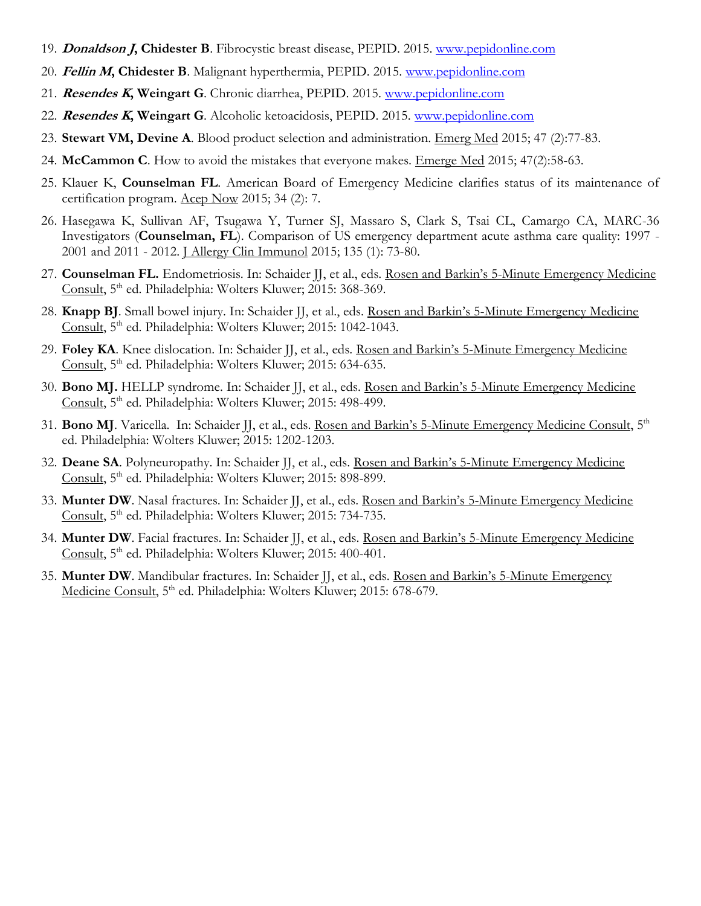19. ***Donaldson J*, Chidester B**. Fibrocystic breast disease, PEPID. 2015. www.pepidonline.com
20. ***Fellin M*, Chidester B**. Malignant hyperthermia, PEPID. 2015. www.pepidonline.com
21. ***Resendes K*, Weingart G**. Chronic diarrhea, PEPID. 2015. www.pepidonline.com
22. ***Resendes K*, Weingart G**. Alcoholic ketoacidosis, PEPID. 2015. www.pepidonline.com
23. **Stewart VM, Devine A**. Blood product selection and administration. Emerg Med 2015; 47 (2):77-83.
24. **McCammon C**. How to avoid the mistakes that everyone makes. Emerge Med 2015; 47(2):58-63.
25. Klauer K, **Counselman FL**. American Board of Emergency Medicine clarifies status of its maintenance of certification program. Acep Now 2015; 34 (2): 7.
26. Hasegawa K, Sullivan AF, Tsugawa Y, Turner SJ, Massaro S, Clark S, Tsai CL, Camargo CA, MARC-36 Investigators (**Counselman, FL**). Comparison of US emergency department acute asthma care quality: 1997 - 2001 and 2011 - 2012. J Allergy Clin Immunol 2015; 135 (1): 73-80.
27. **Counselman FL.** Endometriosis. In: Schaider JJ, et al., eds. Rosen and Barkin's 5-Minute Emergency Medicine Consult, 5th ed. Philadelphia: Wolters Kluwer; 2015: 368-369.
28. **Knapp BJ**. Small bowel injury. In: Schaider JJ, et al., eds. Rosen and Barkin's 5-Minute Emergency Medicine Consult, 5th ed. Philadelphia: Wolters Kluwer; 2015: 1042-1043.
29. **Foley KA**. Knee dislocation. In: Schaider JJ, et al., eds. Rosen and Barkin's 5-Minute Emergency Medicine Consult, 5th ed. Philadelphia: Wolters Kluwer; 2015: 634-635.
30. **Bono MJ.** HELLP syndrome. In: Schaider JJ, et al., eds. Rosen and Barkin's 5-Minute Emergency Medicine Consult, 5th ed. Philadelphia: Wolters Kluwer; 2015: 498-499.
31. **Bono MJ**. Varicella. In: Schaider JJ, et al., eds. Rosen and Barkin's 5-Minute Emergency Medicine Consult, 5th ed. Philadelphia: Wolters Kluwer; 2015: 1202-1203.
32. **Deane SA**. Polyneuropathy. In: Schaider JJ, et al., eds. Rosen and Barkin's 5-Minute Emergency Medicine Consult, 5th ed. Philadelphia: Wolters Kluwer; 2015: 898-899.
33. **Munter DW**. Nasal fractures. In: Schaider JJ, et al., eds. Rosen and Barkin's 5-Minute Emergency Medicine Consult, 5th ed. Philadelphia: Wolters Kluwer; 2015: 734-735.
34. **Munter DW**. Facial fractures. In: Schaider JJ, et al., eds. Rosen and Barkin's 5-Minute Emergency Medicine Consult, 5th ed. Philadelphia: Wolters Kluwer; 2015: 400-401.
35. **Munter DW**. Mandibular fractures. In: Schaider JJ, et al., eds. Rosen and Barkin's 5-Minute Emergency Medicine Consult, 5th ed. Philadelphia: Wolters Kluwer; 2015: 678-679.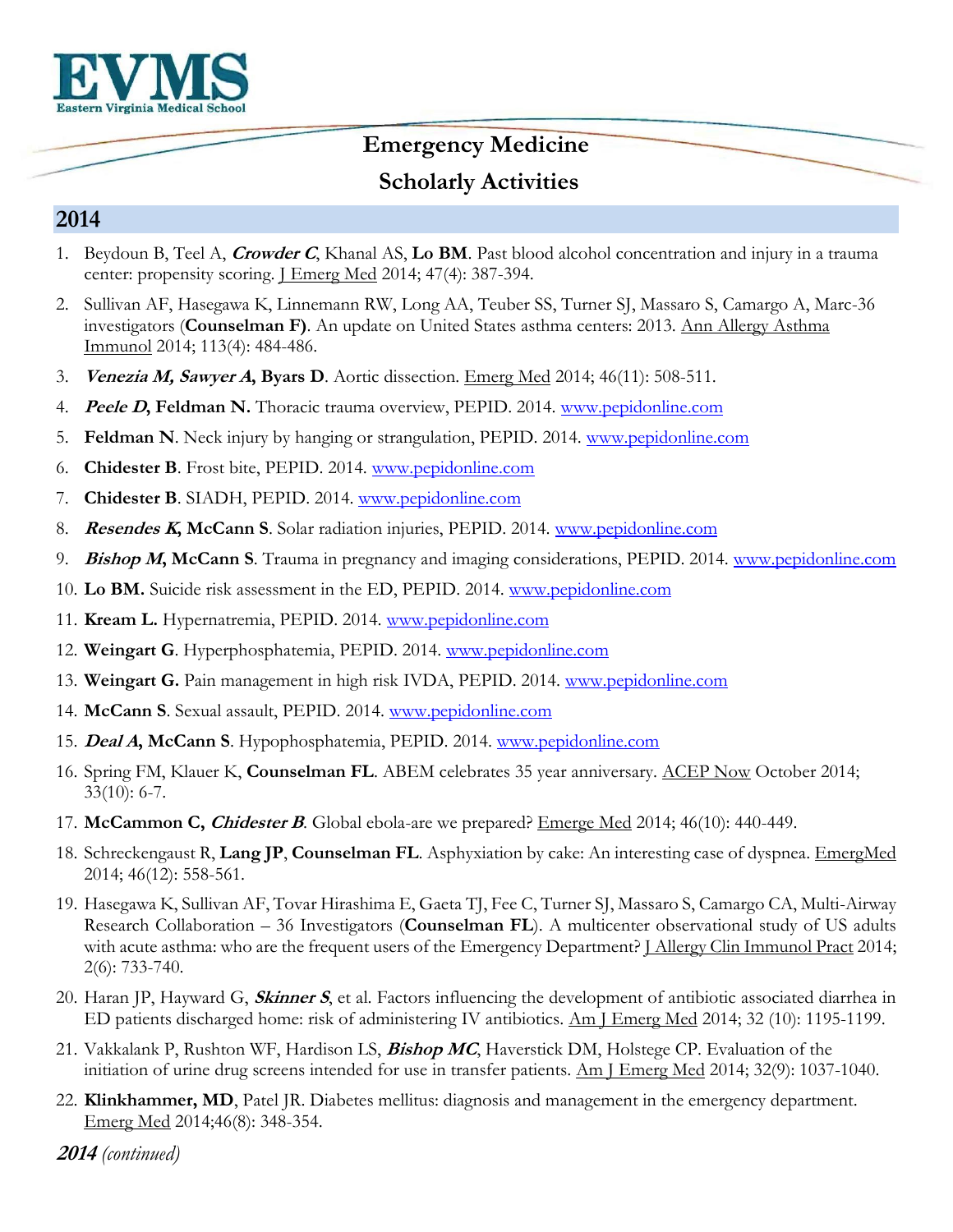# Emergency Medicine

## Scholarly Activities

## 2014

1. Beydoun B, Teel A, ***Crowder C***, Khanal AS, **Lo BM**. Past blood alcohol concentration and injury in a trauma center: propensity scoring. J Emerg Med 2014; 47(4): 387-394.
2. Sullivan AF, Hasegawa K, Linnemann RW, Long AA, Teuber SS, Turner SJ, Massaro S, Camargo A, Marc-36 investigators (**Counselman F)**. An update on United States asthma centers: 2013. Ann Allergy Asthma Immunol 2014; 113(4): 484-486.
3. ***Venezia M, Sawyer A*, Byars D**. Aortic dissection. Emerg Med 2014; 46(11): 508-511.
4. ***Peele D*, Feldman N.** Thoracic trauma overview, PEPID. 2014. www.pepidonline.com
5. **Feldman N**. Neck injury by hanging or strangulation, PEPID. 2014. www.pepidonline.com
6. **Chidester B**. Frost bite, PEPID. 2014. www.pepidonline.com
7. **Chidester B**. SIADH, PEPID. 2014. www.pepidonline.com
8. ***Resendes K*, McCann S**. Solar radiation injuries, PEPID. 2014. www.pepidonline.com
9. ***Bishop M*, McCann S**. Trauma in pregnancy and imaging considerations, PEPID. 2014. www.pepidonline.com
10. **Lo BM.** Suicide risk assessment in the ED, PEPID. 2014. www.pepidonline.com
11. **Kream L.** Hypernatremia, PEPID. 2014. www.pepidonline.com
12. **Weingart G**. Hyperphosphatemia, PEPID. 2014. www.pepidonline.com
13. **Weingart G.** Pain management in high risk IVDA, PEPID. 2014. www.pepidonline.com
14. **McCann S**. Sexual assault, PEPID. 2014. www.pepidonline.com
15. ***Deal A*, McCann S**. Hypophosphatemia, PEPID. 2014. www.pepidonline.com
16. Spring FM, Klauer K, **Counselman FL**. ABEM celebrates 35 year anniversary. ACEP Now October 2014; 33(10): 6-7.
17. **McCammon C, *Chidester B***. Global ebola-are we prepared? Emerge Med 2014; 46(10): 440-449.
18. Schreckengaust R, **Lang JP**, **Counselman FL**. Asphyxiation by cake: An interesting case of dyspnea. EmergMed 2014; 46(12): 558-561.
19. Hasegawa K, Sullivan AF, Tovar Hirashima E, Gaeta TJ, Fee C, Turner SJ, Massaro S, Camargo CA, Multi-Airway Research Collaboration – 36 Investigators (**Counselman FL**). A multicenter observational study of US adults with acute asthma: who are the frequent users of the Emergency Department? J Allergy Clin Immunol Pract 2014; 2(6): 733-740.
20. Haran JP, Hayward G, ***Skinner S***, et al. Factors influencing the development of antibiotic associated diarrhea in ED patients discharged home: risk of administering IV antibiotics. Am J Emerg Med 2014; 32 (10): 1195-1199.
21. Vakkalank P, Rushton WF, Hardison LS, ***Bishop MC***, Haverstick DM, Holstege CP. Evaluation of the initiation of urine drug screens intended for use in transfer patients. Am J Emerg Med 2014; 32(9): 1037-1040.
22. **Klinkhammer, MD**, Patel JR. Diabetes mellitus: diagnosis and management in the emergency department. Emerg Med 2014;46(8): 348-354.

***2014*** *(continued)*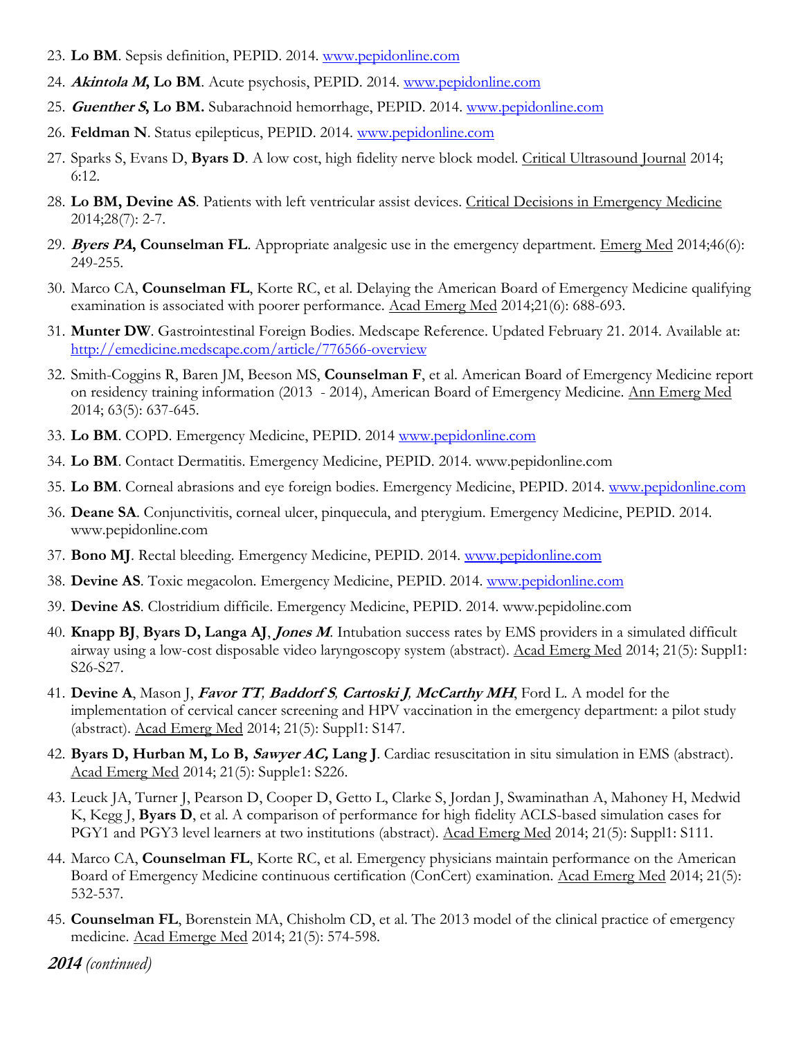23. **Lo BM**. Sepsis definition, PEPID. 2014. www.pepidonline.com
24. ***Akintola M*, Lo BM**. Acute psychosis, PEPID. 2014. www.pepidonline.com
25. ***Guenther S*, Lo BM.** Subarachnoid hemorrhage, PEPID. 2014. www.pepidonline.com
26. **Feldman N**. Status epilepticus, PEPID. 2014. www.pepidonline.com
27. Sparks S, Evans D, **Byars D**. A low cost, high fidelity nerve block model. Critical Ultrasound Journal 2014; 6:12.
28. **Lo BM, Devine AS**. Patients with left ventricular assist devices. Critical Decisions in Emergency Medicine 2014;28(7): 2-7.
29. ***Byers PA*, Counselman FL**. Appropriate analgesic use in the emergency department. Emerg Med 2014;46(6): 249-255.
30. Marco CA, **Counselman FL**, Korte RC, et al. Delaying the American Board of Emergency Medicine qualifying examination is associated with poorer performance. Acad Emerg Med 2014;21(6): 688-693.
31. **Munter DW**. Gastrointestinal Foreign Bodies. Medscape Reference. Updated February 21. 2014. Available at: http://emedicine.medscape.com/article/776566-overview
32. Smith-Coggins R, Baren JM, Beeson MS, **Counselman F**, et al. American Board of Emergency Medicine report on residency training information (2013 - 2014), American Board of Emergency Medicine. Ann Emerg Med 2014; 63(5): 637-645.
33. **Lo BM**. COPD. Emergency Medicine, PEPID. 2014 www.pepidonline.com
34. **Lo BM**. Contact Dermatitis. Emergency Medicine, PEPID. 2014. www.pepidonline.com
35. **Lo BM**. Corneal abrasions and eye foreign bodies. Emergency Medicine, PEPID. 2014. www.pepidonline.com
36. **Deane SA**. Conjunctivitis, corneal ulcer, pinquecula, and pterygium. Emergency Medicine, PEPID. 2014. www.pepidonline.com
37. **Bono MJ**. Rectal bleeding. Emergency Medicine, PEPID. 2014. www.pepidonline.com
38. **Devine AS**. Toxic megacolon. Emergency Medicine, PEPID. 2014. www.pepidonline.com
39. **Devine AS**. Clostridium difficile. Emergency Medicine, PEPID. 2014. www.pepidoline.com
40. **Knapp BJ**, **Byars D, Langa AJ**, ***Jones M***. Intubation success rates by EMS providers in a simulated difficult airway using a low-cost disposable video laryngoscopy system (abstract). Acad Emerg Med 2014; 21(5): Suppl1: S26-S27.
41. **Devine A**, Mason J, ***Favor TT*, *Baddorf S*, *Cartoski J*, *McCarthy MH***, Ford L. A model for the implementation of cervical cancer screening and HPV vaccination in the emergency department: a pilot study (abstract). Acad Emerg Med 2014; 21(5): Suppl1: S147.
42. **Byars D, Hurban M, Lo B, *Sawyer AC*, Lang J**. Cardiac resuscitation in situ simulation in EMS (abstract). Acad Emerg Med 2014; 21(5): Supple1: S226.
43. Leuck JA, Turner J, Pearson D, Cooper D, Getto L, Clarke S, Jordan J, Swaminathan A, Mahoney H, Medwid K, Kegg J, **Byars D**, et al. A comparison of performance for high fidelity ACLS-based simulation cases for PGY1 and PGY3 level learners at two institutions (abstract). Acad Emerg Med 2014; 21(5): Suppl1: S111.
44. Marco CA, **Counselman FL**, Korte RC, et al. Emergency physicians maintain performance on the American Board of Emergency Medicine continuous certification (ConCert) examination. Acad Emerg Med 2014; 21(5): 532-537.
45. **Counselman FL**, Borenstein MA, Chisholm CD, et al. The 2013 model of the clinical practice of emergency medicine. Acad Emerge Med 2014; 21(5): 574-598.

***2014** (continued)*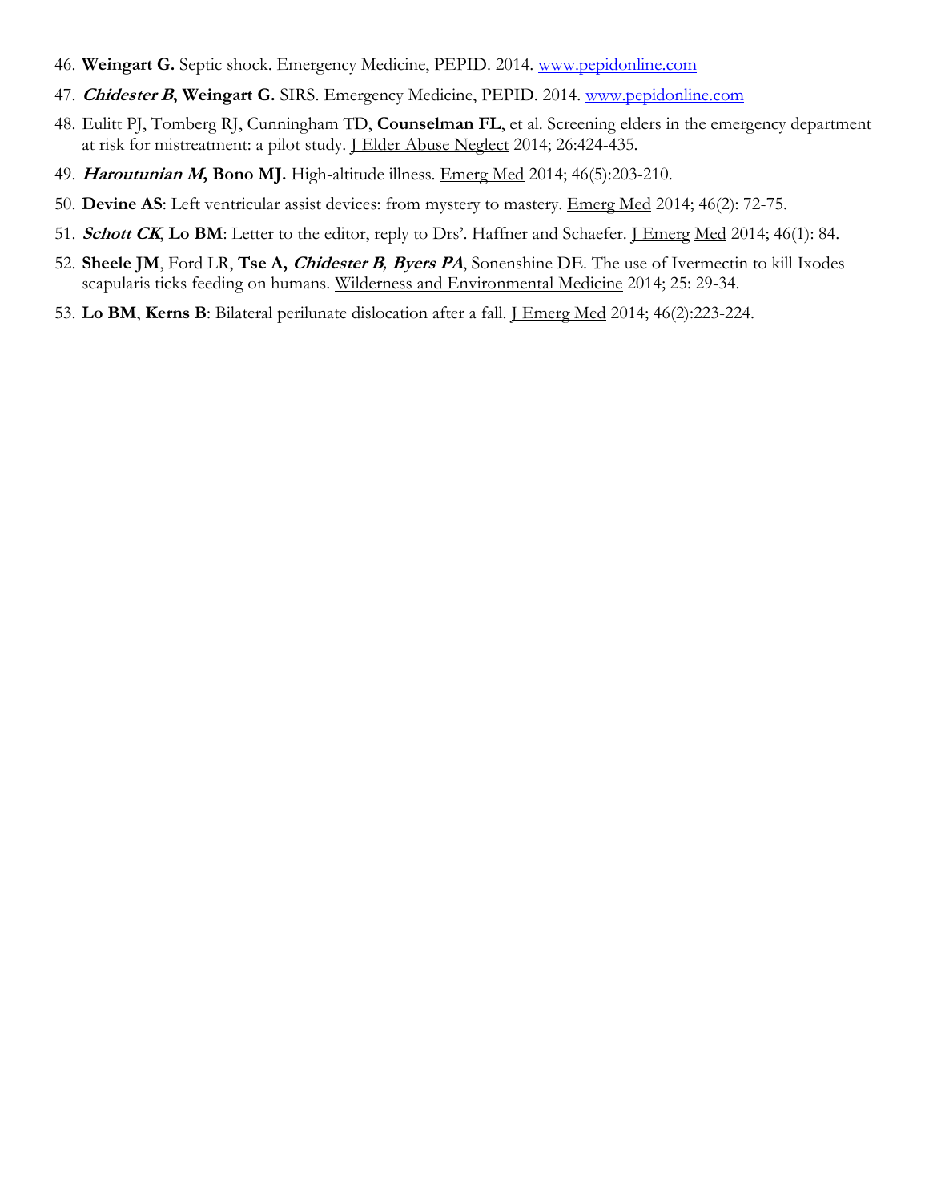46. **Weingart G.** Septic shock. Emergency Medicine, PEPID. 2014. www.pepidonline.com
47. ***Chidester B*, Weingart G.** SIRS. Emergency Medicine, PEPID. 2014. www.pepidonline.com
48. Eulitt PJ, Tomberg RJ, Cunningham TD, **Counselman FL**, et al. Screening elders in the emergency department at risk for mistreatment: a pilot study. J Elder Abuse Neglect 2014; 26:424-435.
49. ***Haroutunian M*, Bono MJ.** High-altitude illness. Emerg Med 2014; 46(5):203-210.
50. **Devine AS**: Left ventricular assist devices: from mystery to mastery. Emerg Med 2014; 46(2): 72-75.
51. ***Schott CK*, Lo BM**: Letter to the editor, reply to Drs'. Haffner and Schaefer. J Emerg Med 2014; 46(1): 84.
52. **Sheele JM**, Ford LR, **Tse A, *Chidester B*, *Byers PA***, Sonenshine DE. The use of Ivermectin to kill Ixodes scapularis ticks feeding on humans. Wilderness and Environmental Medicine 2014; 25: 29-34.
53. **Lo BM**, **Kerns B**: Bilateral perilunate dislocation after a fall. J Emerg Med 2014; 46(2):223-224.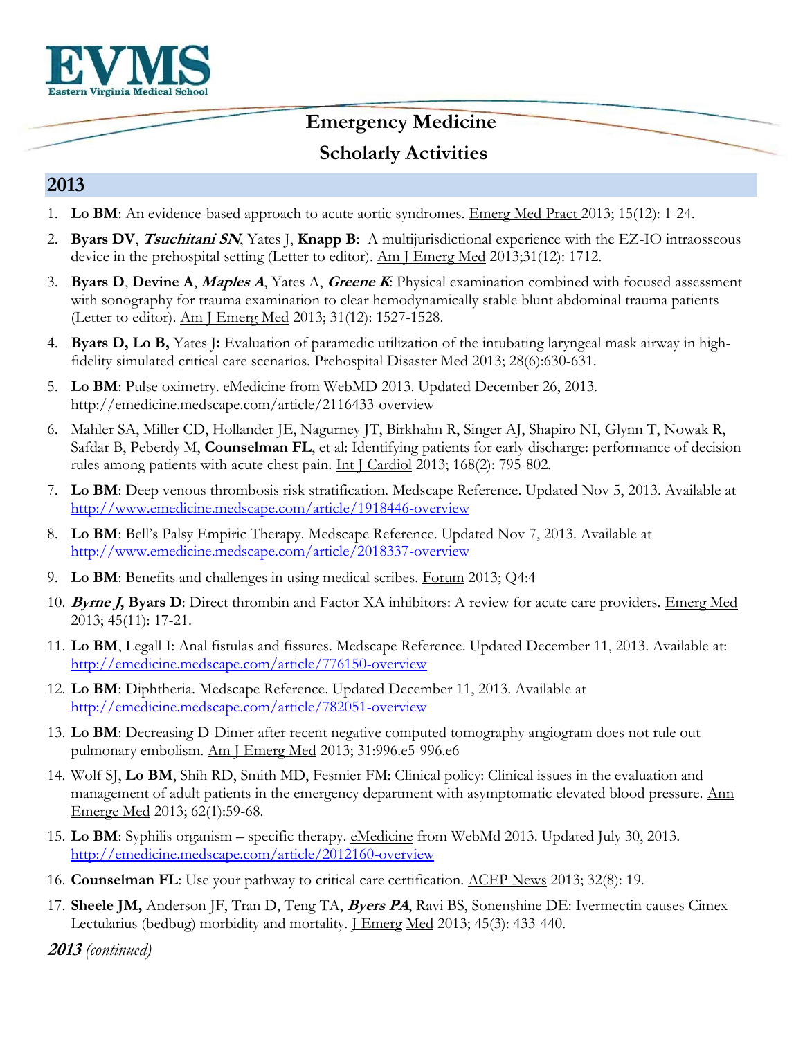# Emergency Medicine

## Scholarly Activities

## 2013

1. **Lo BM**: An evidence-based approach to acute aortic syndromes. Emerg Med Pract 2013; 15(12): 1-24.
2. **Byars DV**, ***Tsuchitani SN***, Yates J, **Knapp B**: A multijurisdictional experience with the EZ-IO intraosseous device in the prehospital setting (Letter to editor). Am J Emerg Med 2013;31(12): 1712.
3. **Byars D**, **Devine A**, ***Maples A***, Yates A, ***Greene K***: Physical examination combined with focused assessment with sonography for trauma examination to clear hemodynamically stable blunt abdominal trauma patients (Letter to editor). Am J Emerg Med 2013; 31(12): 1527-1528.
4. **Byars D, Lo B,** Yates J**:** Evaluation of paramedic utilization of the intubating laryngeal mask airway in high-fidelity simulated critical care scenarios. Prehospital Disaster Med 2013; 28(6):630-631.
5. **Lo BM**: Pulse oximetry. eMedicine from WebMD 2013. Updated December 26, 2013. http://emedicine.medscape.com/article/2116433-overview
6. Mahler SA, Miller CD, Hollander JE, Nagurney JT, Birkhahn R, Singer AJ, Shapiro NI, Glynn T, Nowak R, Safdar B, Peberdy M, **Counselman FL**, et al: Identifying patients for early discharge: performance of decision rules among patients with acute chest pain. Int J Cardiol 2013; 168(2): 795-802.
7. **Lo BM**: Deep venous thrombosis risk stratification. Medscape Reference. Updated Nov 5, 2013. Available at http://www.emedicine.medscape.com/article/1918446-overview
8. **Lo BM**: Bell's Palsy Empiric Therapy. Medscape Reference. Updated Nov 7, 2013. Available at http://www.emedicine.medscape.com/article/2018337-overview
9. **Lo BM**: Benefits and challenges in using medical scribes. Forum 2013; Q4:4
10. ***Byrne J*, Byars D**: Direct thrombin and Factor XA inhibitors: A review for acute care providers. Emerg Med 2013; 45(11): 17-21.
11. **Lo BM**, Legall I: Anal fistulas and fissures. Medscape Reference. Updated December 11, 2013. Available at: http://emedicine.medscape.com/article/776150-overview
12. **Lo BM**: Diphtheria. Medscape Reference. Updated December 11, 2013. Available at http://emedicine.medscape.com/article/782051-overview
13. **Lo BM**: Decreasing D-Dimer after recent negative computed tomography angiogram does not rule out pulmonary embolism. Am J Emerg Med 2013; 31:996.e5-996.e6
14. Wolf SJ, **Lo BM**, Shih RD, Smith MD, Fesmier FM: Clinical policy: Clinical issues in the evaluation and management of adult patients in the emergency department with asymptomatic elevated blood pressure. Ann Emerge Med 2013; 62(1):59-68.
15. **Lo BM**: Syphilis organism – specific therapy. eMedicine from WebMd 2013. Updated July 30, 2013. http://emedicine.medscape.com/article/2012160-overview
16. **Counselman FL**: Use your pathway to critical care certification. ACEP News 2013; 32(8): 19.
17. **Sheele JM,** Anderson JF, Tran D, Teng TA, ***Byers PA***, Ravi BS, Sonenshine DE: Ivermectin causes Cimex Lectularius (bedbug) morbidity and mortality. J Emerg Med 2013; 45(3): 433-440.

***2013*** *(continued)*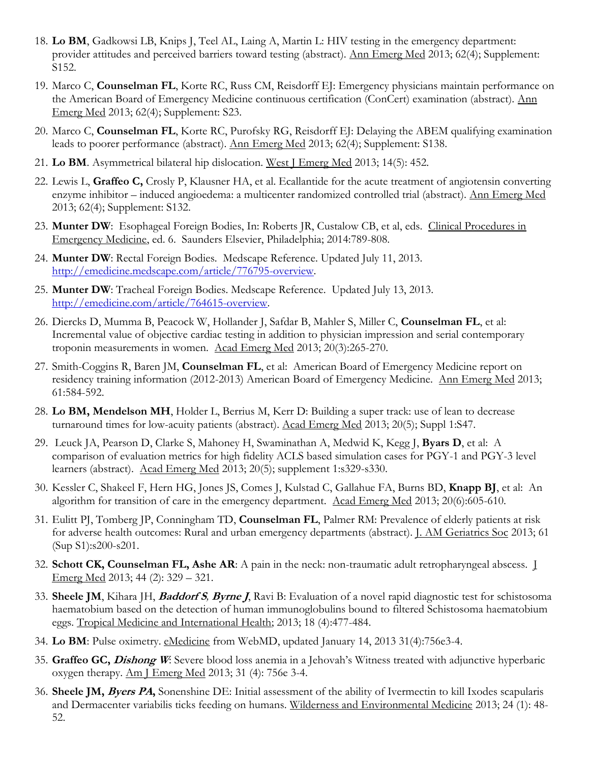18. **Lo BM**, Gadkowski LB, Knips J, Teel AL, Laing A, Martin L: HIV testing in the emergency department: provider attitudes and perceived barriers toward testing (abstract). Ann Emerg Med 2013; 62(4); Supplement: S152.

19. Marco C, **Counselman FL**, Korte RC, Russ CM, Reisdorff EJ: Emergency physicians maintain performance on the American Board of Emergency Medicine continuous certification (ConCert) examination (abstract). Ann Emerg Med 2013; 62(4); Supplement: S23.

20. Marco C, **Counselman FL**, Korte RC, Purofsky RG, Reisdorff EJ: Delaying the ABEM qualifying examination leads to poorer performance (abstract). Ann Emerg Med 2013; 62(4); Supplement: S138.

21. **Lo BM**. Asymmetrical bilateral hip dislocation. West J Emerg Med 2013; 14(5): 452.

22. Lewis L, **Graffeo C,** Crosly P, Klausner HA, et al. Ecallantide for the acute treatment of angiotensin converting enzyme inhibitor – induced angioedema: a multicenter randomized controlled trial (abstract). Ann Emerg Med 2013; 62(4); Supplement: S132.

23. **Munter DW**: Esophageal Foreign Bodies, In: Roberts JR, Custalow CB, et al, eds. Clinical Procedures in Emergency Medicine, ed. 6. Saunders Elsevier, Philadelphia; 2014:789-808.

24. **Munter DW**: Rectal Foreign Bodies. Medscape Reference. Updated July 11, 2013. http://emedicine.medscape.com/article/776795-overview.

25. **Munter DW**: Tracheal Foreign Bodies. Medscape Reference. Updated July 13, 2013. http://emedicine.com/article/764615-overview.

26. Diercks D, Mumma B, Peacock W, Hollander J, Safdar B, Mahler S, Miller C, **Counselman FL**, et al: Incremental value of objective cardiac testing in addition to physician impression and serial contemporary troponin measurements in women. Acad Emerg Med 2013; 20(3):265-270.

27. Smith-Coggins R, Baren JM, **Counselman FL**, et al: American Board of Emergency Medicine report on residency training information (2012-2013) American Board of Emergency Medicine. Ann Emerg Med 2013; 61:584-592.

28. **Lo BM, Mendelson MH**, Holder L, Berrius M, Kerr D: Building a super track: use of lean to decrease turnaround times for low-acuity patients (abstract). Acad Emerg Med 2013; 20(5); Suppl 1:S47.

29. Leuck JA, Pearson D, Clarke S, Mahoney H, Swaminathan A, Medwid K, Kegg J, **Byars D**, et al: A comparison of evaluation metrics for high fidelity ACLS based simulation cases for PGY-1 and PGY-3 level learners (abstract). Acad Emerg Med 2013; 20(5); supplement 1:s329-s330.

30. Kessler C, Shakeel F, Hern HG, Jones JS, Comes J, Kulstad C, Gallahue FA, Burns BD, **Knapp BJ**, et al: An algorithm for transition of care in the emergency department. Acad Emerg Med 2013; 20(6):605-610.

31. Eulitt PJ, Tomberg JP, Conningham TD, **Counselman FL**, Palmer RM: Prevalence of elderly patients at risk for adverse health outcomes: Rural and urban emergency departments (abstract). J. AM Geriatrics Soc 2013; 61 (Sup S1):s200-s201.

32. **Schott CK, Counselman FL, Ashe AR**: A pain in the neck: non-traumatic adult retropharyngeal abscess. J Emerg Med 2013; 44 (2): 329 – 321.

33. **Sheele JM**, Kihara JH, ***Baddorf S, Byrne J***, Ravi B: Evaluation of a novel rapid diagnostic test for schistosoma haematobium based on the detection of human immunoglobulins bound to filtered Schistosoma haematobium eggs. Tropical Medicine and International Health; 2013; 18 (4):477-484.

34. **Lo BM**: Pulse oximetry. eMedicine from WebMD, updated January 14, 2013 31(4):756e3-4.

35. **Graffeo GC, *Dishong W***: Severe blood loss anemia in a Jehovah's Witness treated with adjunctive hyperbaric oxygen therapy. Am J Emerg Med 2013; 31 (4): 756e 3-4.

36. **Sheele JM, *Byers PA*,** Sonenshine DE: Initial assessment of the ability of Ivermectin to kill Ixodes scapularis and Dermacenter variabilis ticks feeding on humans. Wilderness and Environmental Medicine 2013; 24 (1): 48-52.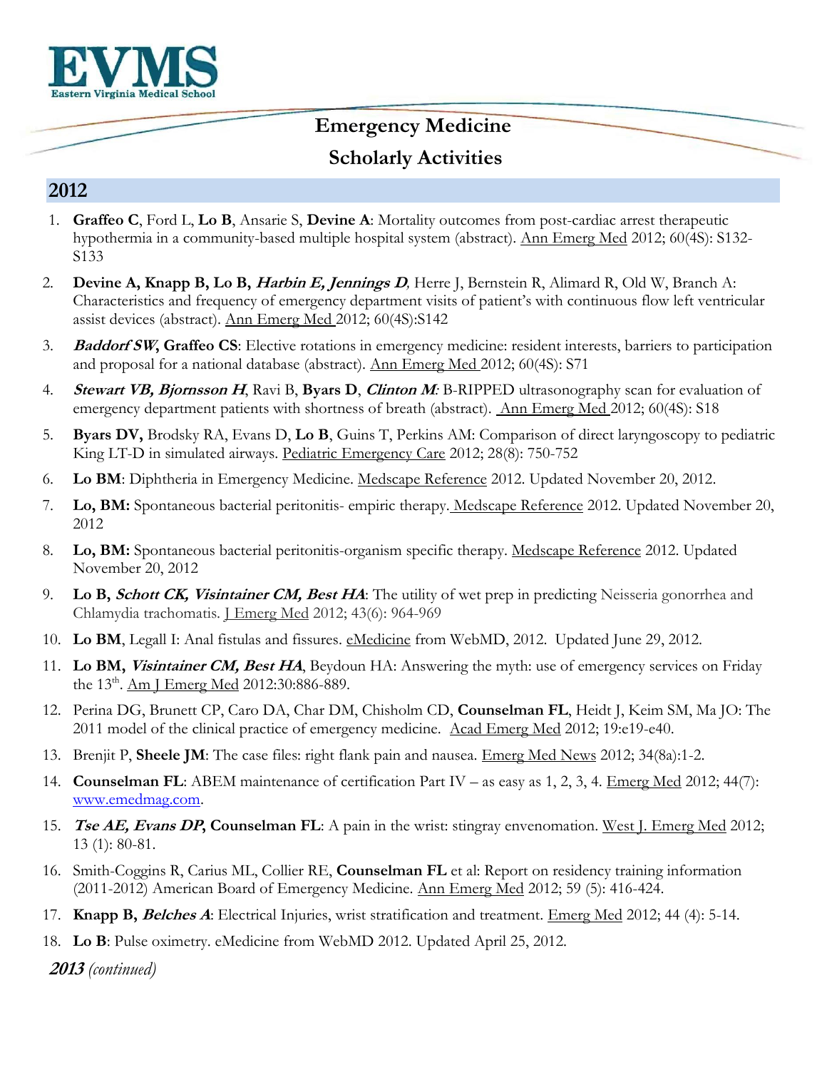# Emergency Medicine

## Scholarly Activities

## 2012

1. **Graffeo C**, Ford L, **Lo B**, Ansarie S, **Devine A**: Mortality outcomes from post-cardiac arrest therapeutic hypothermia in a community-based multiple hospital system (abstract). Ann Emerg Med 2012; 60(4S): S132-S133
2. **Devine A, Knapp B, Lo B, *Harbin E, Jennings D*,** Herre J, Bernstein R, Alimard R, Old W, Branch A: Characteristics and frequency of emergency department visits of patient's with continuous flow left ventricular assist devices (abstract). Ann Emerg Med 2012; 60(4S):S142
3. ***Baddorf SW*, Graffeo CS**: Elective rotations in emergency medicine: resident interests, barriers to participation and proposal for a national database (abstract). Ann Emerg Med 2012; 60(4S): S71
4. ***Stewart VB, Bjornsson H***, Ravi B, **Byars D**, ***Clinton M*:** B-RIPPED ultrasonography scan for evaluation of emergency department patients with shortness of breath (abstract). Ann Emerg Med 2012; 60(4S): S18
5. **Byars DV,** Brodsky RA, Evans D, **Lo B**, Guins T, Perkins AM: Comparison of direct laryngoscopy to pediatric King LT-D in simulated airways. Pediatric Emergency Care 2012; 28(8): 750-752
6. **Lo BM**: Diphtheria in Emergency Medicine. Medscape Reference 2012. Updated November 20, 2012.
7. **Lo, BM:** Spontaneous bacterial peritonitis- empiric therapy. Medscape Reference 2012. Updated November 20, 2012
8. **Lo, BM:** Spontaneous bacterial peritonitis-organism specific therapy. Medscape Reference 2012. Updated November 20, 2012
9. **Lo B, *Schott CK, Visintainer CM, Best HA*:** The utility of wet prep in predicting Neisseria gonorrhea and Chlamydia trachomatis. J Emerg Med 2012; 43(6): 964-969
10. **Lo BM**, Legall I: Anal fistulas and fissures. eMedicine from WebMD, 2012. Updated June 29, 2012.
11. **Lo BM, *Visintainer CM, Best HA***, Beydoun HA: Answering the myth: use of emergency services on Friday the 13th. Am J Emerg Med 2012:30:886-889.
12. Perina DG, Brunett CP, Caro DA, Char DM, Chisholm CD, **Counselman FL**, Heidt J, Keim SM, Ma JO: The 2011 model of the clinical practice of emergency medicine. Acad Emerg Med 2012; 19:e19-e40.
13. Brenjit P, **Sheele JM**: The case files: right flank pain and nausea. Emerg Med News 2012; 34(8a):1-2.
14. **Counselman FL**: ABEM maintenance of certification Part IV – as easy as 1, 2, 3, 4. Emerg Med 2012; 44(7): www.emedmag.com.
15. ***Tse AE, Evans DP*, Counselman FL**: A pain in the wrist: stingray envenomation. West J. Emerg Med 2012; 13 (1): 80-81.
16. Smith-Coggins R, Carius ML, Collier RE, **Counselman FL** et al: Report on residency training information (2011-2012) American Board of Emergency Medicine. Ann Emerg Med 2012; 59 (5): 416-424.
17. **Knapp B, *Belches A***: Electrical Injuries, wrist stratification and treatment. Emerg Med 2012; 44 (4): 5-14.
18. **Lo B**: Pulse oximetry. eMedicine from WebMD 2012. Updated April 25, 2012.

***2013*** *(continued)*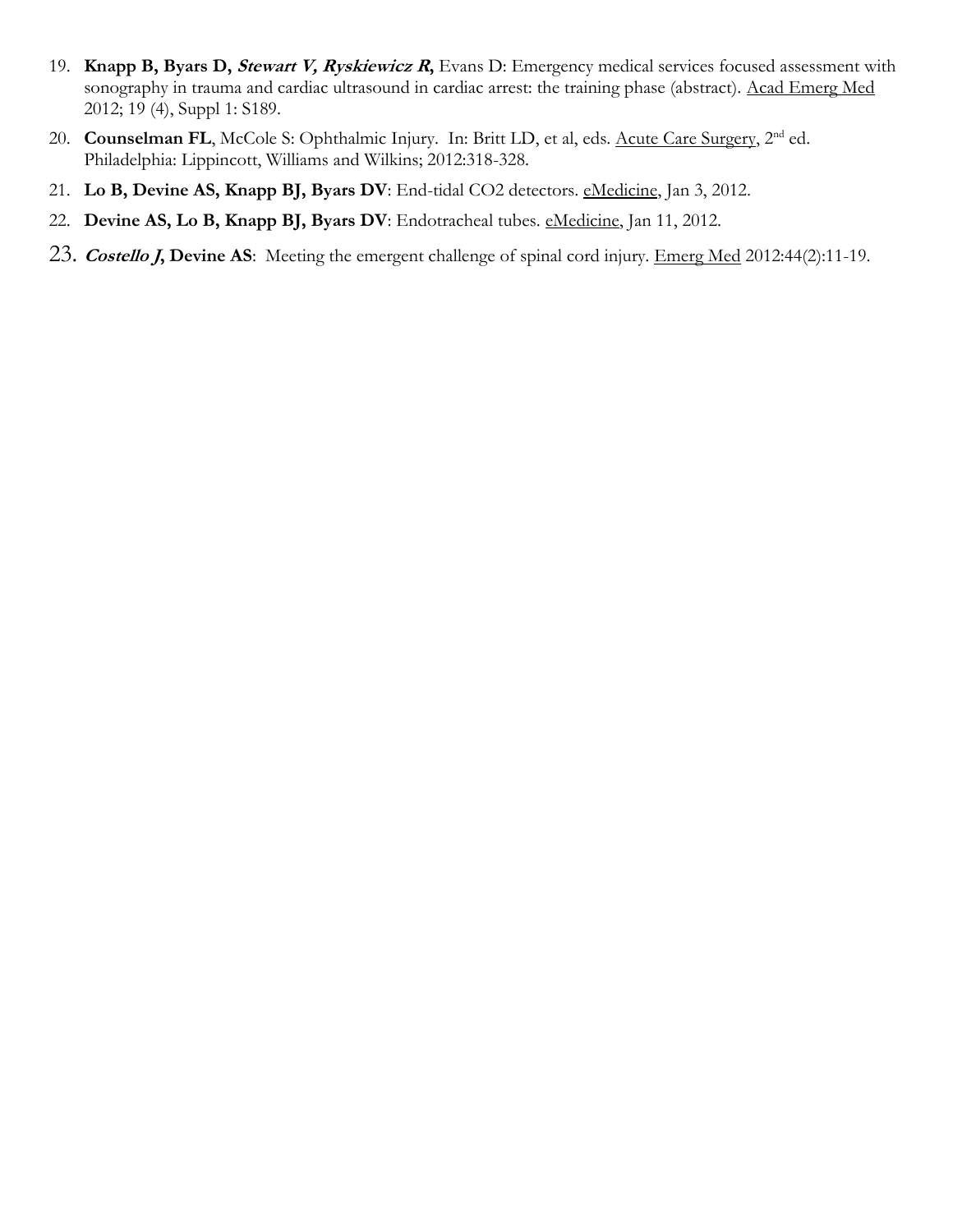19. **Knapp B, Byars D, *Stewart V, Ryskiewicz R*,** Evans D: Emergency medical services focused assessment with sonography in trauma and cardiac ultrasound in cardiac arrest: the training phase (abstract). <u>Acad Emerg Med</u> 2012; 19 (4), Suppl 1: S189.
20. **Counselman FL**, McCole S: Ophthalmic Injury. In: Britt LD, et al, eds. <u>Acute Care Surgery</u>, 2nd ed. Philadelphia: Lippincott, Williams and Wilkins; 2012:318-328.
21. **Lo B, Devine AS, Knapp BJ, Byars DV**: End-tidal CO2 detectors. <u>eMedicine</u>, Jan 3, 2012.
22. **Devine AS, Lo B, Knapp BJ, Byars DV**: Endotracheal tubes. <u>eMedicine</u>, Jan 11, 2012.
23. ***Costello J*, Devine AS**: Meeting the emergent challenge of spinal cord injury. <u>Emerg Med</u> 2012:44(2):11-19.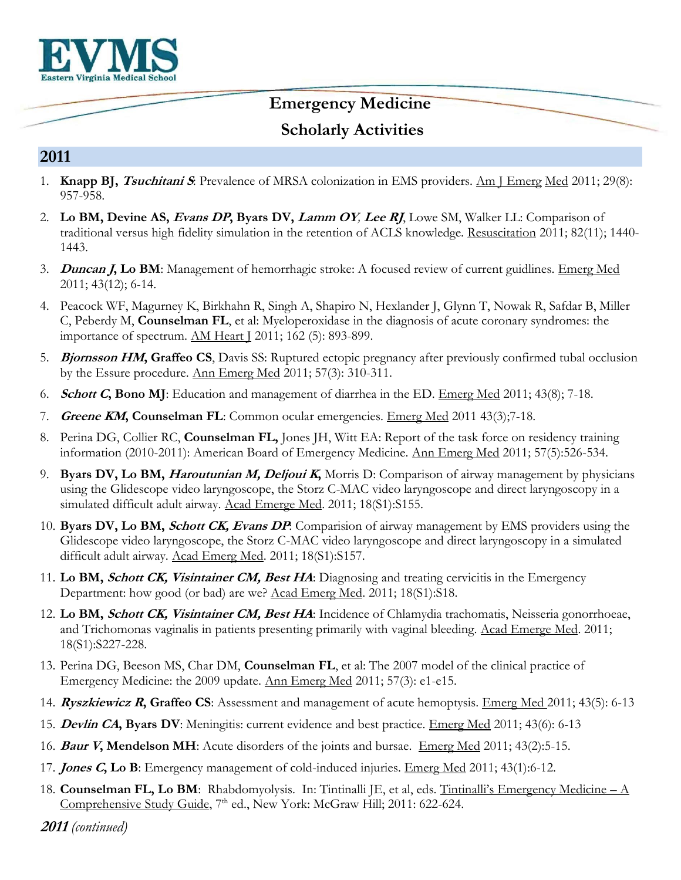EVMS
Eastern Virginia Medical School

# Emergency Medicine

# Scholarly Activities

## 2011

1. **Knapp BJ,** ***Tsuchitani S***: Prevalence of MRSA colonization in EMS providers. Am J Emerg Med 2011; 29(8): 957-958.
2. **Lo BM, Devine AS,** ***Evans DP*****, Byars DV,** ***Lamm OY, Lee RJ***, Lowe SM, Walker LL: Comparison of traditional versus high fidelity simulation in the retention of ACLS knowledge. Resuscitation 2011; 82(11); 1440-1443.
3. ***Duncan J*****, Lo BM**: Management of hemorrhagic stroke: A focused review of current guidlines. Emerg Med 2011; 43(12); 6-14.
4. Peacock WF, Magurney K, Birkhahn R, Singh A, Shapiro N, Hexlander J, Glynn T, Nowak R, Safdar B, Miller C, Peberdy M, **Counselman FL**, et al: Myeloperoxidase in the diagnosis of acute coronary syndromes: the importance of spectrum. AM Heart J 2011; 162 (5): 893-899.
5. ***Bjornsson HM*****, Graffeo CS**, Davis SS: Ruptured ectopic pregnancy after previously confirmed tubal occlusion by the Essure procedure. Ann Emerg Med 2011; 57(3): 310-311.
6. ***Schott C*****, Bono MJ**: Education and management of diarrhea in the ED. Emerg Med 2011; 43(8); 7-18.
7. ***Greene KM*****, Counselman FL**: Common ocular emergencies. Emerg Med 2011 43(3);7-18.
8. Perina DG, Collier RC, **Counselman FL,** Jones JH, Witt EA: Report of the task force on residency training information (2010-2011): American Board of Emergency Medicine. Ann Emerg Med 2011; 57(5):526-534.
9. **Byars DV, Lo BM,** ***Haroutunian M, Deljoui K*****,** Morris D: Comparison of airway management by physicians using the Glidescope video laryngoscope, the Storz C-MAC video laryngoscope and direct laryngoscopy in a simulated difficult adult airway. Acad Emerge Med. 2011; 18(S1):S155.
10. **Byars DV, Lo BM,** ***Schott CK, Evans DP***: Comparision of airway management by EMS providers using the Glidescope video laryngoscope, the Storz C-MAC video laryngoscope and direct laryngoscopy in a simulated difficult adult airway. Acad Emerg Med. 2011; 18(S1):S157.
11. **Lo BM,** ***Schott CK, Visintainer CM, Best HA***: Diagnosing and treating cervicitis in the Emergency Department: how good (or bad) are we? Acad Emerg Med. 2011; 18(S1):S18.
12. **Lo BM,** ***Schott CK, Visintainer CM, Best HA***: Incidence of Chlamydia trachomatis, Neisseria gonorrhoeae, and Trichomonas vaginalis in patients presenting primarily with vaginal bleeding. Acad Emerge Med. 2011; 18(S1):S227-228.
13. Perina DG, Beeson MS, Char DM, **Counselman FL**, et al: The 2007 model of the clinical practice of Emergency Medicine: the 2009 update. Ann Emerg Med 2011; 57(3): e1-e15.
14. ***Ryszkiewicz R*****, Graffeo CS**: Assessment and management of acute hemoptysis. Emerg Med 2011; 43(5): 6-13
15. ***Devlin CA*****, Byars DV**: Meningitis: current evidence and best practice. Emerg Med 2011; 43(6): 6-13
16. ***Baur V*****, Mendelson MH**: Acute disorders of the joints and bursae. Emerg Med 2011; 43(2):5-15.
17. ***Jones C*****, Lo B**: Emergency management of cold-induced injuries. Emerg Med 2011; 43(1):6-12.
18. **Counselman FL, Lo BM**: Rhabdomyolysis. In: Tintinalli JE, et al, eds. Tintinalli's Emergency Medicine – A Comprehensive Study Guide, 7th ed., New York: McGraw Hill; 2011: 622-624.

***2011*** *(continued)*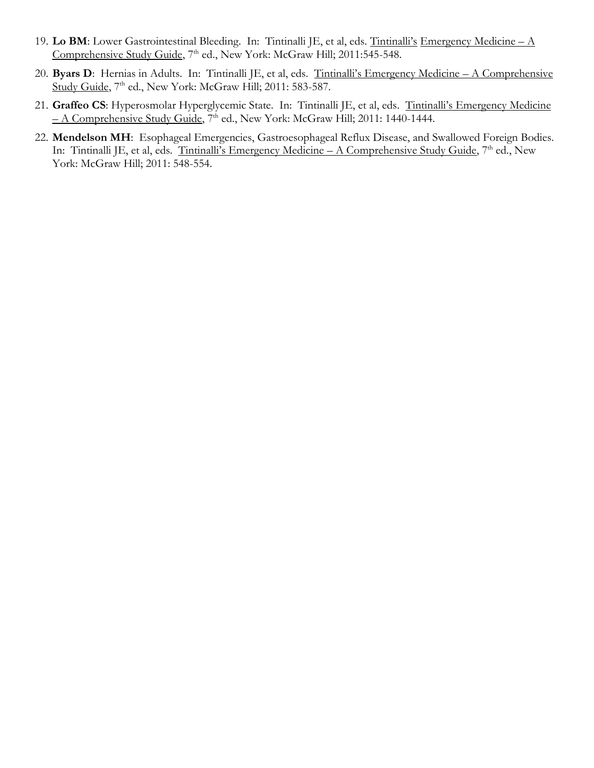19. **Lo BM**: Lower Gastrointestinal Bleeding. In: Tintinalli JE, et al, eds. Tintinalli's Emergency Medicine – A Comprehensive Study Guide, 7th ed., New York: McGraw Hill; 2011:545-548.

20. **Byars D**: Hernias in Adults. In: Tintinalli JE, et al, eds. Tintinalli's Emergency Medicine – A Comprehensive Study Guide, 7th ed., New York: McGraw Hill; 2011: 583-587.

21. **Graffeo CS**: Hyperosmolar Hyperglycemic State. In: Tintinalli JE, et al, eds. Tintinalli's Emergency Medicine – A Comprehensive Study Guide, 7th ed., New York: McGraw Hill; 2011: 1440-1444.

22. **Mendelson MH**: Esophageal Emergencies, Gastroesophageal Reflux Disease, and Swallowed Foreign Bodies. In: Tintinalli JE, et al, eds. Tintinalli's Emergency Medicine – A Comprehensive Study Guide, 7th ed., New York: McGraw Hill; 2011: 548-554.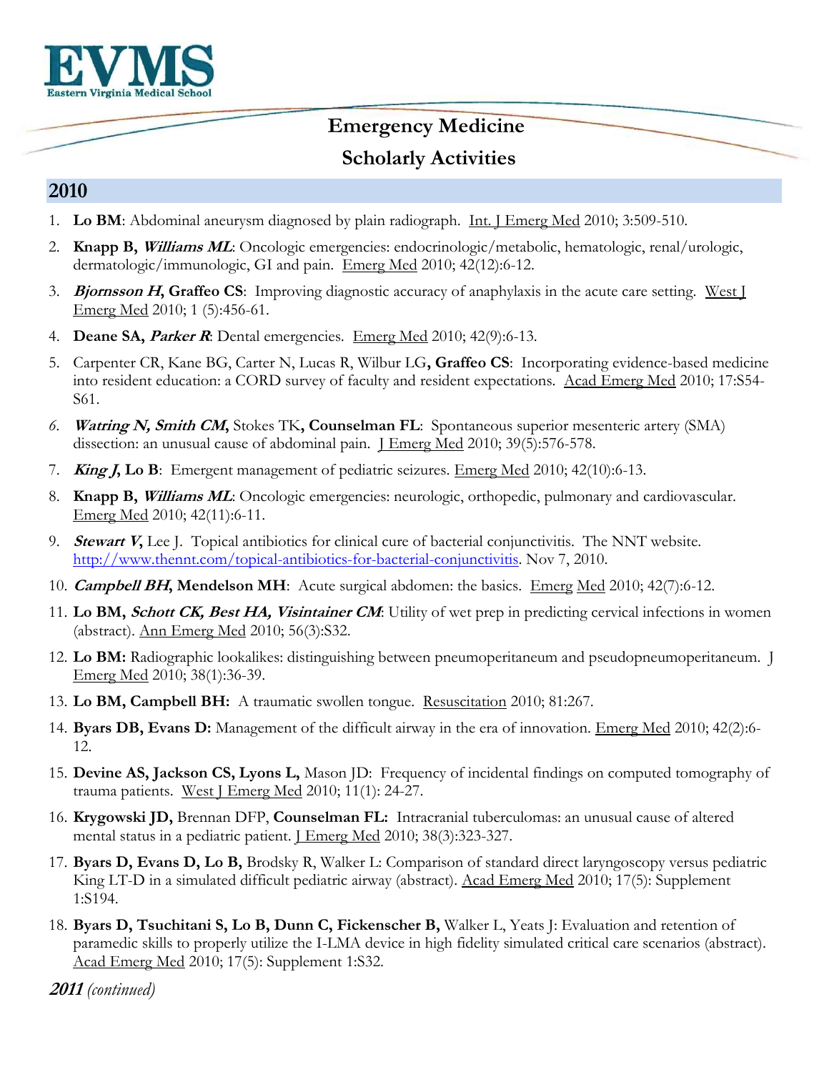# Emergency Medicine

## Scholarly Activities

## 2010

1. **Lo BM**: Abdominal aneurysm diagnosed by plain radiograph. Int. J Emerg Med 2010; 3:509-510.
2. **Knapp B, *Williams ML***: Oncologic emergencies: endocrinologic/metabolic, hematologic, renal/urologic, dermatologic/immunologic, GI and pain. Emerg Med 2010; 42(12):6-12.
3. ***Bjornsson H*, Graffeo CS**: Improving diagnostic accuracy of anaphylaxis in the acute care setting. West J Emerg Med 2010; 1 (5):456-61.
4. **Deane SA, *Parker R***: Dental emergencies. Emerg Med 2010; 42(9):6-13.
5. Carpenter CR, Kane BG, Carter N, Lucas R, Wilbur LG**, Graffeo CS**: Incorporating evidence-based medicine into resident education: a CORD survey of faculty and resident expectations. Acad Emerg Med 2010; 17:S54-S61.
6. ***Watring N, Smith CM*,** Stokes TK**, Counselman FL**: Spontaneous superior mesenteric artery (SMA) dissection: an unusual cause of abdominal pain. J Emerg Med 2010; 39(5):576-578.
7. ***King J*, Lo B**: Emergent management of pediatric seizures. Emerg Med 2010; 42(10):6-13.
8. **Knapp B, *Williams ML***: Oncologic emergencies: neurologic, orthopedic, pulmonary and cardiovascular. Emerg Med 2010; 42(11):6-11.
9. ***Stewart V*,** Lee J. Topical antibiotics for clinical cure of bacterial conjunctivitis. The NNT website. http://www.thennt.com/topical-antibiotics-for-bacterial-conjunctivitis. Nov 7, 2010.
10. ***Campbell BH*, Mendelson MH**: Acute surgical abdomen: the basics. Emerg Med 2010; 42(7):6-12.
11. **Lo BM, *Schott CK, Best HA, Visintainer CM***: Utility of wet prep in predicting cervical infections in women (abstract). Ann Emerg Med 2010; 56(3):S32.
12. **Lo BM:** Radiographic lookalikes: distinguishing between pneumoperitaneum and pseudopneumoperitaneum. J Emerg Med 2010; 38(1):36-39.
13. **Lo BM, Campbell BH:** A traumatic swollen tongue. Resuscitation 2010; 81:267.
14. **Byars DB, Evans D:** Management of the difficult airway in the era of innovation. Emerg Med 2010; 42(2):6-12.
15. **Devine AS, Jackson CS, Lyons L,** Mason JD: Frequency of incidental findings on computed tomography of trauma patients. West J Emerg Med 2010; 11(1): 24-27.
16. **Krygowski JD,** Brennan DFP, **Counselman FL:** Intracranial tuberculomas: an unusual cause of altered mental status in a pediatric patient. J Emerg Med 2010; 38(3):323-327.
17. **Byars D, Evans D, Lo B,** Brodsky R, Walker L: Comparison of standard direct laryngoscopy versus pediatric King LT-D in a simulated difficult pediatric airway (abstract). Acad Emerg Med 2010; 17(5): Supplement 1:S194.
18. **Byars D, Tsuchitani S, Lo B, Dunn C, Fickenscher B,** Walker L, Yeats J: Evaluation and retention of paramedic skills to properly utilize the I-LMA device in high fidelity simulated critical care scenarios (abstract). Acad Emerg Med 2010; 17(5): Supplement 1:S32.

***2011** (continued)*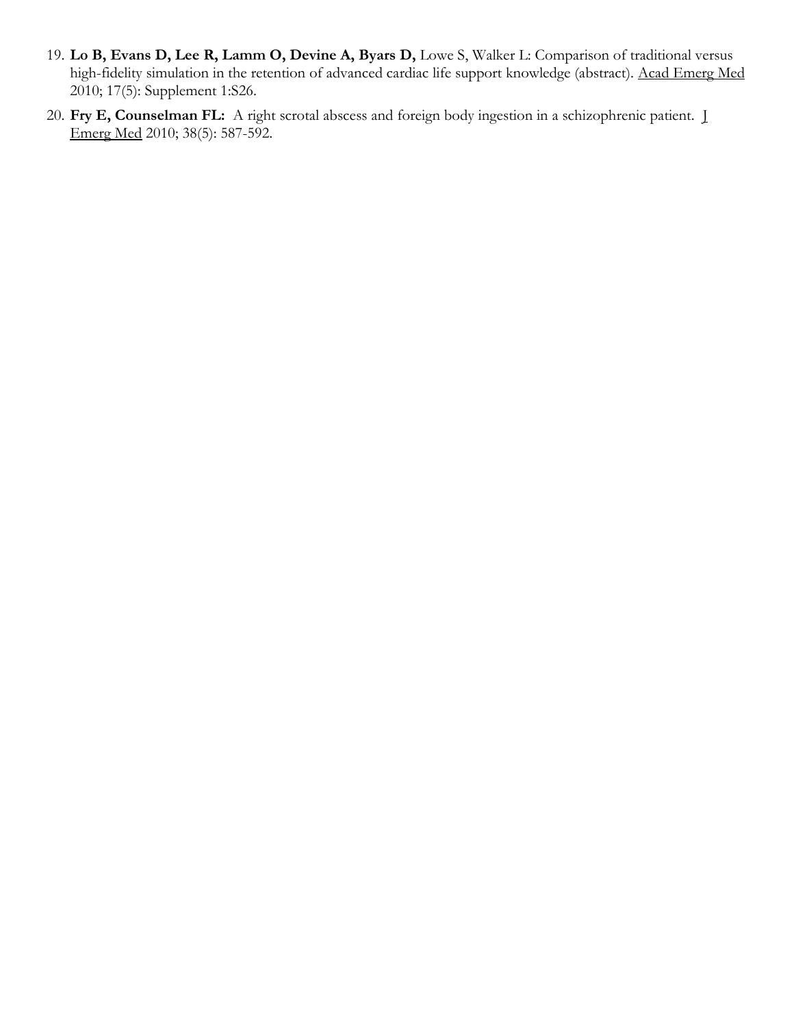19. **Lo B, Evans D, Lee R, Lamm O, Devine A, Byars D,** Lowe S, Walker L: Comparison of traditional versus high-fidelity simulation in the retention of advanced cardiac life support knowledge (abstract). Acad Emerg Med 2010; 17(5): Supplement 1:S26.

20. **Fry E, Counselman FL:** A right scrotal abscess and foreign body ingestion in a schizophrenic patient. J Emerg Med 2010; 38(5): 587-592.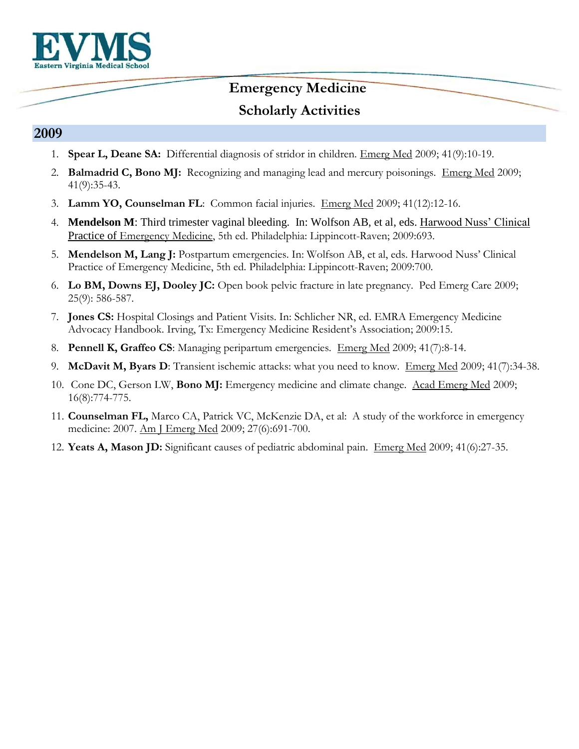EVMS
Eastern Virginia Medical School

# Emergency Medicine

# Scholarly Activities

## 2009

1. **Spear L, Deane SA:** Differential diagnosis of stridor in children. Emerg Med 2009; 41(9):10-19.
2. **Balmadrid C, Bono MJ:** Recognizing and managing lead and mercury poisonings. Emerg Med 2009; 41(9):35-43.
3. **Lamm YO, Counselman FL**: Common facial injuries. Emerg Med 2009; 41(12):12-16.
4. **Mendelson M**: Third trimester vaginal bleeding. In: Wolfson AB, et al, eds. Harwood Nuss' Clinical Practice of Emergency Medicine, 5th ed. Philadelphia: Lippincott-Raven; 2009:693.
5. **Mendelson M, Lang J:** Postpartum emergencies. In: Wolfson AB, et al, eds. Harwood Nuss' Clinical Practice of Emergency Medicine, 5th ed. Philadelphia: Lippincott-Raven; 2009:700.
6. **Lo BM, Downs EJ, Dooley JC:** Open book pelvic fracture in late pregnancy. Ped Emerg Care 2009; 25(9): 586-587.
7. **Jones CS:** Hospital Closings and Patient Visits. In: Schlicher NR, ed. EMRA Emergency Medicine Advocacy Handbook. Irving, Tx: Emergency Medicine Resident's Association; 2009:15.
8. **Pennell K, Graffeo CS**: Managing peripartum emergencies. Emerg Med 2009; 41(7):8-14.
9. **McDavit M, Byars D**: Transient ischemic attacks: what you need to know. Emerg Med 2009; 41(7):34-38.
10. Cone DC, Gerson LW, **Bono MJ:** Emergency medicine and climate change. Acad Emerg Med 2009; 16(8):774-775.
11. **Counselman FL,** Marco CA, Patrick VC, McKenzie DA, et al: A study of the workforce in emergency medicine: 2007. Am J Emerg Med 2009; 27(6):691-700.
12. **Yeats A, Mason JD:** Significant causes of pediatric abdominal pain. Emerg Med 2009; 41(6):27-35.